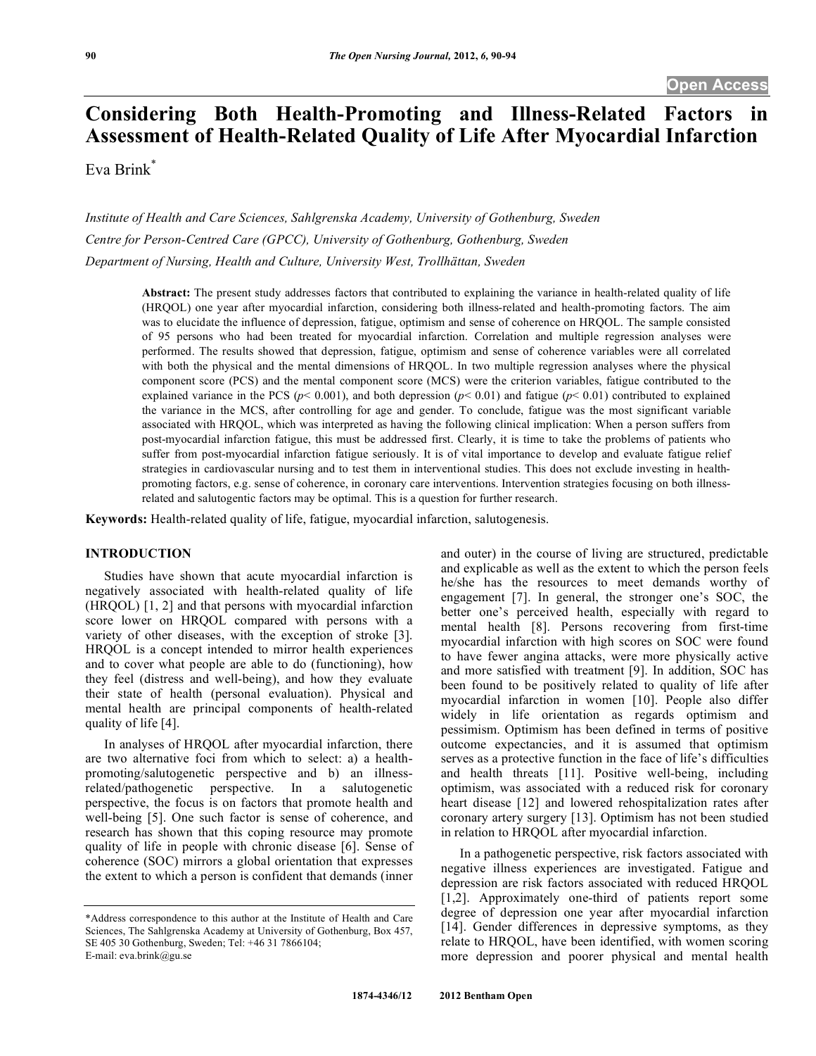# Considering Both Health-Promoting and Illness-Related Factors in Assessment of Health-Related Quality of Life After Myocardial Infarction

Eva Brink*

*Institute of Health and Care Sciences, Sahlgrenska Academy, University of Gothenburg, Sweden*

*Centre for Person-Centred Care (GPCC), University of Gothenburg, Gothenburg, Sweden*

*Department of Nursing, Health and Culture, University West, Trollhättan, Sweden*

**Abstract:** The present study addresses factors that contributed to explaining the variance in health-related quality of life (HRQOL) one year after myocardial infarction, considering both illness-related and health-promoting factors. The aim was to elucidate the influence of depression, fatigue, optimism and sense of coherence on HRQOL. The sample consisted of 95 persons who had been treated for myocardial infarction. Correlation and multiple regression analyses were performed. The results showed that depression, fatigue, optimism and sense of coherence variables were all correlated with both the physical and the mental dimensions of HRQOL. In two multiple regression analyses where the physical component score (PCS) and the mental component score (MCS) were the criterion variables, fatigue contributed to the explained variance in the PCS ($p < 0.001$), and both depression ($p < 0.01$) and fatigue ($p < 0.01$) contributed to explained the variance in the MCS, after controlling for age and gender. To conclude, fatigue was the most significant variable associated with HRQOL, which was interpreted as having the following clinical implication: When a person suffers from post-myocardial infarction fatigue, this must be addressed first. Clearly, it is time to take the problems of patients who suffer from post-myocardial infarction fatigue seriously. It is of vital importance to develop and evaluate fatigue relief strategies in cardiovascular nursing and to test them in interventional studies. This does not exclude investing in health-promoting factors, e.g. sense of coherence, in coronary care interventions. Intervention strategies focusing on both illness-related and salutogentic factors may be optimal. This is a question for further research.

**Keywords:** Health-related quality of life, fatigue, myocardial infarction, salutogenesis.

## INTRODUCTION

Studies have shown that acute myocardial infarction is negatively associated with health-related quality of life (HRQOL) [1, 2] and that persons with myocardial infarction score lower on HRQOL compared with persons with a variety of other diseases, with the exception of stroke [3]. HRQOL is a concept intended to mirror health experiences and to cover what people are able to do (functioning), how they feel (distress and well-being), and how they evaluate their state of health (personal evaluation). Physical and mental health are principal components of health-related quality of life [4].

In analyses of HRQOL after myocardial infarction, there are two alternative foci from which to select: a) a health-promoting/salutogenetic perspective and b) an illness-related/pathogenetic perspective. In a salutogenetic perspective, the focus is on factors that promote health and well-being [5]. One such factor is sense of coherence, and research has shown that this coping resource may promote quality of life in people with chronic disease [6]. Sense of coherence (SOC) mirrors a global orientation that expresses the extent to which a person is confident that demands (inner and outer) in the course of living are structured, predictable and explicable as well as the extent to which the person feels he/she has the resources to meet demands worthy of engagement [7]. In general, the stronger one's SOC, the better one's perceived health, especially with regard to mental health [8]. Persons recovering from first-time myocardial infarction with high scores on SOC were found to have fewer angina attacks, were more physically active and more satisfied with treatment [9]. In addition, SOC has been found to be positively related to quality of life after myocardial infarction in women [10]. People also differ widely in life orientation as regards optimism and pessimism. Optimism has been defined in terms of positive outcome expectancies, and it is assumed that optimism serves as a protective function in the face of life's difficulties and health threats [11]. Positive well-being, including optimism, was associated with a reduced risk for coronary heart disease [12] and lowered rehospitalization rates after coronary artery surgery [13]. Optimism has not been studied in relation to HRQOL after myocardial infarction.

In a pathogenetic perspective, risk factors associated with negative illness experiences are investigated. Fatigue and depression are risk factors associated with reduced HRQOL [1,2]. Approximately one-third of patients report some degree of depression one year after myocardial infarction [14]. Gender differences in depressive symptoms, as they relate to HRQOL, have been identified, with women scoring more depression and poorer physical and mental health

---

*Address correspondence to this author at the Institute of Health and Care Sciences, The Sahlgrenska Academy at University of Gothenburg, Box 457, SE 405 30 Gothenburg, Sweden; Tel: +46 31 7866104; E-mail: eva.brink@gu.se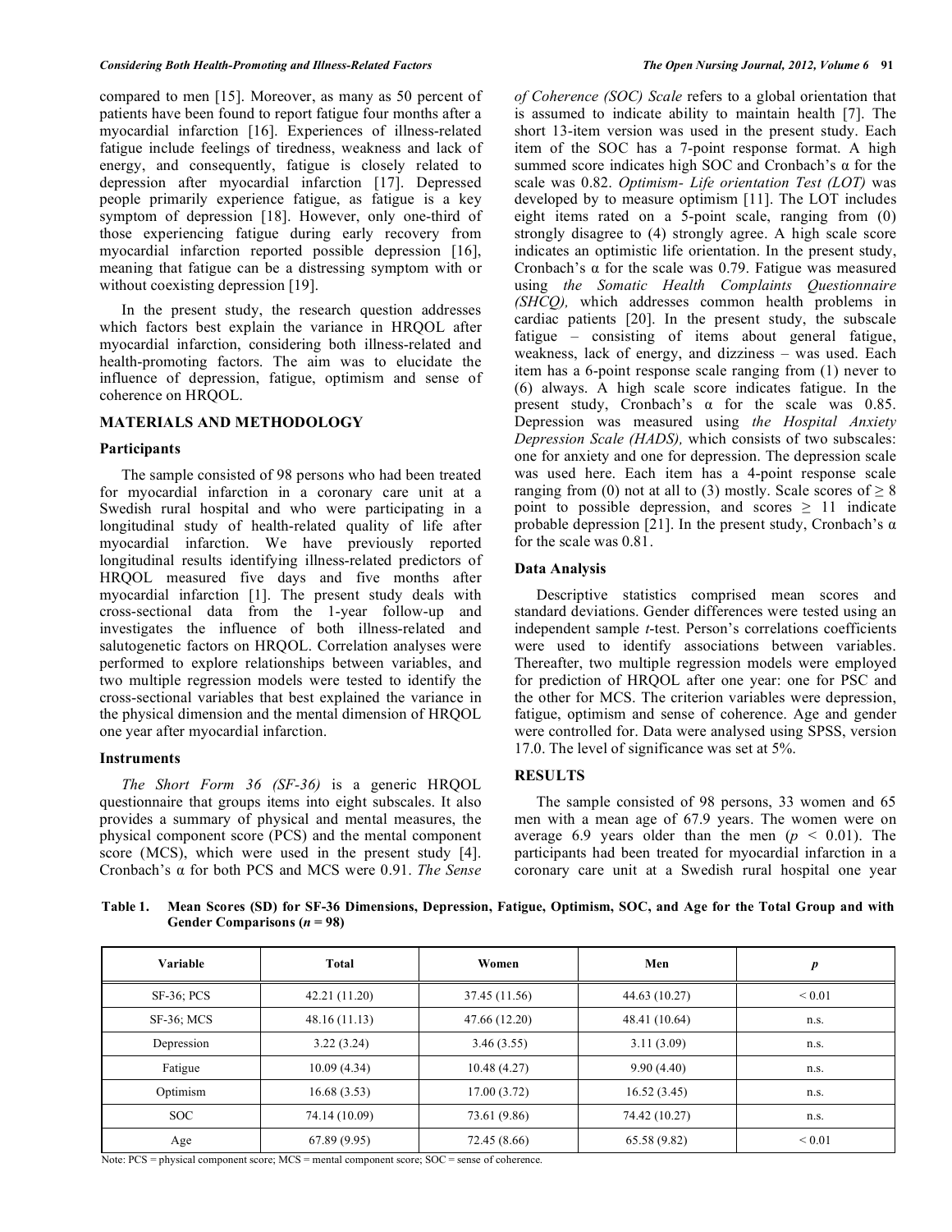compared to men [15]. Moreover, as many as 50 percent of patients have been found to report fatigue four months after a myocardial infarction [16]. Experiences of illness-related fatigue include feelings of tiredness, weakness and lack of energy, and consequently, fatigue is closely related to depression after myocardial infarction [17]. Depressed people primarily experience fatigue, as fatigue is a key symptom of depression [18]. However, only one-third of those experiencing fatigue during early recovery from myocardial infarction reported possible depression [16], meaning that fatigue can be a distressing symptom with or without coexisting depression [19].

In the present study, the research question addresses which factors best explain the variance in HRQOL after myocardial infarction, considering both illness-related and health-promoting factors. The aim was to elucidate the influence of depression, fatigue, optimism and sense of coherence on HRQOL.

## MATERIALS AND METHODOLOGY

### Participants

The sample consisted of 98 persons who had been treated for myocardial infarction in a coronary care unit at a Swedish rural hospital and who were participating in a longitudinal study of health-related quality of life after myocardial infarction. We have previously reported longitudinal results identifying illness-related predictors of HRQOL measured five days and five months after myocardial infarction [1]. The present study deals with cross-sectional data from the 1-year follow-up and investigates the influence of both illness-related and salutogenetic factors on HRQOL. Correlation analyses were performed to explore relationships between variables, and two multiple regression models were tested to identify the cross-sectional variables that best explained the variance in the physical dimension and the mental dimension of HRQOL one year after myocardial infarction.

### Instruments

*The Short Form 36 (SF-36)* is a generic HRQOL questionnaire that groups items into eight subscales. It also provides a summary of physical and mental measures, the physical component score (PCS) and the mental component score (MCS), which were used in the present study [4]. Cronbach's α for both PCS and MCS were 0.91. *The Sense of Coherence (SOC) Scale* refers to a global orientation that is assumed to indicate ability to maintain health [7]. The short 13-item version was used in the present study. Each item of the SOC has a 7-point response format. A high summed score indicates high SOC and Cronbach's α for the scale was 0.82. *Optimism- Life orientation Test (LOT)* was developed by to measure optimism [11]. The LOT includes eight items rated on a 5-point scale, ranging from (0) strongly disagree to (4) strongly agree. A high scale score indicates an optimistic life orientation. In the present study, Cronbach's α for the scale was 0.79. Fatigue was measured using *the Somatic Health Complaints Questionnaire (SHCQ),* which addresses common health problems in cardiac patients [20]. In the present study, the subscale fatigue – consisting of items about general fatigue, weakness, lack of energy, and dizziness – was used. Each item has a 6-point response scale ranging from (1) never to (6) always. A high scale score indicates fatigue. In the present study, Cronbach's α for the scale was 0.85. Depression was measured using *the Hospital Anxiety Depression Scale (HADS),* which consists of two subscales: one for anxiety and one for depression. The depression scale was used here. Each item has a 4-point response scale ranging from (0) not at all to (3) mostly. Scale scores of ≥ 8 point to possible depression, and scores ≥ 11 indicate probable depression [21]. In the present study, Cronbach's α for the scale was 0.81.

### Data Analysis

Descriptive statistics comprised mean scores and standard deviations. Gender differences were tested using an independent sample *t*-test. Person's correlations coefficients were used to identify associations between variables. Thereafter, two multiple regression models were employed for prediction of HRQOL after one year: one for PSC and the other for MCS. The criterion variables were depression, fatigue, optimism and sense of coherence. Age and gender were controlled for. Data were analysed using SPSS, version 17.0. The level of significance was set at 5%.

## RESULTS

The sample consisted of 98 persons, 33 women and 65 men with a mean age of 67.9 years. The women were on average 6.9 years older than the men ($p < 0.01$). The participants had been treated for myocardial infarction in a coronary care unit at a Swedish rural hospital one year

**Table 1. Mean Scores (SD) for SF-36 Dimensions, Depression, Fatigue, Optimism, SOC, and Age for the Total Group and with Gender Comparisons ($n$ = 98)**

| Variable | Total | Women | Men | *p* |
|---|---|---|---|---|
| SF-36; PCS | 42.21 (11.20) | 37.45 (11.56) | 44.63 (10.27) | < 0.01 |
| SF-36; MCS | 48.16 (11.13) | 47.66 (12.20) | 48.41 (10.64) | n.s. |
| Depression | 3.22 (3.24) | 3.46 (3.55) | 3.11 (3.09) | n.s. |
| Fatigue | 10.09 (4.34) | 10.48 (4.27) | 9.90 (4.40) | n.s. |
| Optimism | 16.68 (3.53) | 17.00 (3.72) | 16.52 (3.45) | n.s. |
| SOC | 74.14 (10.09) | 73.61 (9.86) | 74.42 (10.27) | n.s. |
| Age | 67.89 (9.95) | 72.45 (8.66) | 65.58 (9.82) | < 0.01 |

Note: PCS = physical component score; MCS = mental component score; SOC = sense of coherence.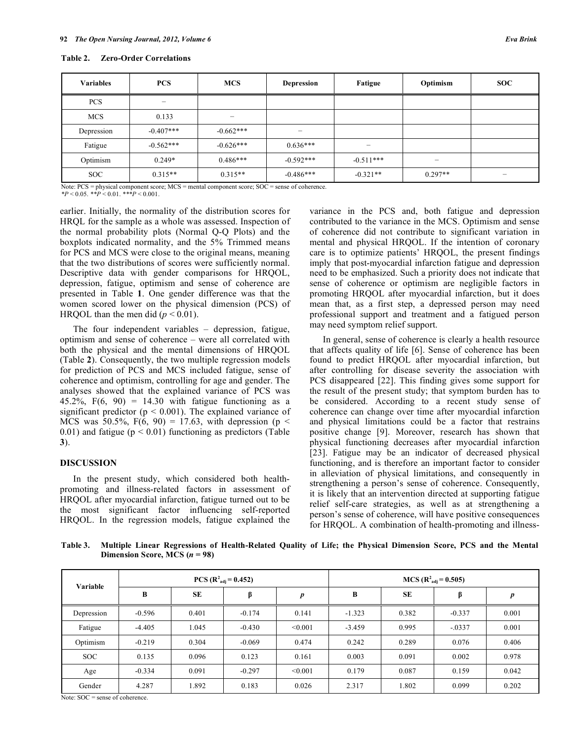**Table 2. Zero-Order Correlations**

| Variables | PCS | MCS | Depression | Fatigue | Optimism | SOC |
|---|---|---|---|---|---|---|
| PCS | – | | | | | |
| MCS | 0.133 | – | | | | |
| Depression | -0.407*** | -0.662*** | – | | | |
| Fatigue | -0.562*** | -0.626*** | 0.636*** | – | | |
| Optimism | 0.249* | 0.486*** | -0.592*** | -0.511*** | – | |
| SOC | 0.315** | 0.315** | -0.486*** | -0.321** | 0.297** | – |

Note: PCS = physical component score; MCS = mental component score; SOC = sense of coherence.
*$P < 0.05$. **$P < 0.01$. ***$P < 0.001$.

earlier. Initially, the normality of the distribution scores for HRQL for the sample as a whole was assessed. Inspection of the normal probability plots (Normal Q-Q Plots) and the boxplots indicated normality, and the 5% Trimmed means for PCS and MCS were close to the original means, meaning that the two distributions of scores were sufficiently normal. Descriptive data with gender comparisons for HRQOL, depression, fatigue, optimism and sense of coherence are presented in Table **1**. One gender difference was that the women scored lower on the physical dimension (PCS) of HRQOL than the men did ($p < 0.01$).

The four independent variables – depression, fatigue, optimism and sense of coherence – were all correlated with both the physical and the mental dimensions of HRQOL (Table **2**). Consequently, the two multiple regression models for prediction of PCS and MCS included fatigue, sense of coherence and optimism, controlling for age and gender. The analyses showed that the explained variance of PCS was 45.2%, $F(6, 90) = 14.30$ with fatigue functioning as a significant predictor ($p < 0.001$). The explained variance of MCS was 50.5%, $F(6, 90) = 17.63$, with depression ($p < 0.01$) and fatigue ($p < 0.01$) functioning as predictors (Table **3**).

## DISCUSSION

In the present study, which considered both health-promoting and illness-related factors in assessment of HRQOL after myocardial infarction, fatigue turned out to be the most significant factor influencing self-reported HRQOL. In the regression models, fatigue explained the variance in the PCS and, both fatigue and depression contributed to the variance in the MCS. Optimism and sense of coherence did not contribute to significant variation in mental and physical HRQOL. If the intention of coronary care is to optimize patients' HRQOL, the present findings imply that post-myocardial infarction fatigue and depression need to be emphasized. Such a priority does not indicate that sense of coherence or optimism are negligible factors in promoting HRQOL after myocardial infarction, but it does mean that, as a first step, a depressed person may need professional support and treatment and a fatigued person may need symptom relief support.

In general, sense of coherence is clearly a health resource that affects quality of life [6]. Sense of coherence has been found to predict HRQOL after myocardial infarction, but after controlling for disease severity the association with PCS disappeared [22]. This finding gives some support for the result of the present study; that symptom burden has to be considered. According to a recent study sense of coherence can change over time after myocardial infarction and physical limitations could be a factor that restrains positive change [9]. Moreover, research has shown that physical functioning decreases after myocardial infarction [23]. Fatigue may be an indicator of decreased physical functioning, and is therefore an important factor to consider in alleviation of physical limitations, and consequently in strengthening a person's sense of coherence. Consequently, it is likely that an intervention directed at supporting fatigue relief self-care strategies, as well as at strengthening a person's sense of coherence, will have positive consequences for HRQOL. A combination of health-promoting and illness-

**Table 3. Multiple Linear Regressions of Health-Related Quality of Life; the Physical Dimension Score, PCS and the Mental Dimension Score, MCS ($n$ = 98)**

| Variable | PCS ($R^2_{adj} = 0.452$) | | | | MCS ($R^2_{adj} = 0.505$) | | | |
|---|---|---|---|---|---|---|---|---|
| | B | SE | β | *p* | B | SE | β | *p* |
| Depression | -0.596 | 0.401 | -0.174 | 0.141 | -1.323 | 0.382 | -0.337 | 0.001 |
| Fatigue | -4.405 | 1.045 | -0.430 | <0.001 | -3.459 | 0.995 | -.0337 | 0.001 |
| Optimism | -0.219 | 0.304 | -0.069 | 0.474 | 0.242 | 0.289 | 0.076 | 0.406 |
| SOC | 0.135 | 0.096 | 0.123 | 0.161 | 0.003 | 0.091 | 0.002 | 0.978 |
| Age | -0.334 | 0.091 | -0.297 | <0.001 | 0.179 | 0.087 | 0.159 | 0.042 |
| Gender | 4.287 | 1.892 | 0.183 | 0.026 | 2.317 | 1.802 | 0.099 | 0.202 |

Note: SOC = sense of coherence.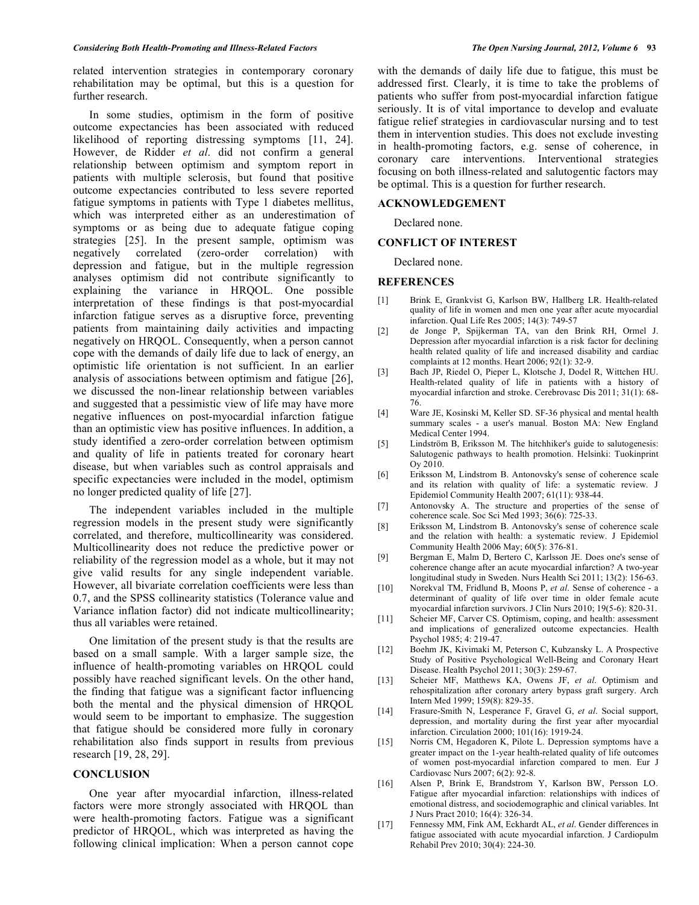related intervention strategies in contemporary coronary rehabilitation may be optimal, but this is a question for further research.

In some studies, optimism in the form of positive outcome expectancies has been associated with reduced likelihood of reporting distressing symptoms [11, 24]. However, de Ridder *et al*. did not confirm a general relationship between optimism and symptom report in patients with multiple sclerosis, but found that positive outcome expectancies contributed to less severe reported fatigue symptoms in patients with Type 1 diabetes mellitus, which was interpreted either as an underestimation of symptoms or as being due to adequate fatigue coping strategies [25]. In the present sample, optimism was negatively correlated (zero-order correlation) with depression and fatigue, but in the multiple regression analyses optimism did not contribute significantly to explaining the variance in HRQOL. One possible interpretation of these findings is that post-myocardial infarction fatigue serves as a disruptive force, preventing patients from maintaining daily activities and impacting negatively on HRQOL. Consequently, when a person cannot cope with the demands of daily life due to lack of energy, an optimistic life orientation is not sufficient. In an earlier analysis of associations between optimism and fatigue [26], we discussed the non-linear relationship between variables and suggested that a pessimistic view of life may have more negative influences on post-myocardial infarction fatigue than an optimistic view has positive influences. In addition, a study identified a zero-order correlation between optimism and quality of life in patients treated for coronary heart disease, but when variables such as control appraisals and specific expectancies were included in the model, optimism no longer predicted quality of life [27].

The independent variables included in the multiple regression models in the present study were significantly correlated, and therefore, multicollinearity was considered. Multicollinearity does not reduce the predictive power or reliability of the regression model as a whole, but it may not give valid results for any single independent variable. However, all bivariate correlation coefficients were less than 0.7, and the SPSS collinearity statistics (Tolerance value and Variance inflation factor) did not indicate multicollinearity; thus all variables were retained.

One limitation of the present study is that the results are based on a small sample. With a larger sample size, the influence of health-promoting variables on HRQOL could possibly have reached significant levels. On the other hand, the finding that fatigue was a significant factor influencing both the mental and the physical dimension of HRQOL would seem to be important to emphasize. The suggestion that fatigue should be considered more fully in coronary rehabilitation also finds support in results from previous research [19, 28, 29].

## CONCLUSION

One year after myocardial infarction, illness-related factors were more strongly associated with HRQOL than were health-promoting factors. Fatigue was a significant predictor of HRQOL, which was interpreted as having the following clinical implication: When a person cannot cope with the demands of daily life due to fatigue, this must be addressed first. Clearly, it is time to take the problems of patients who suffer from post-myocardial infarction fatigue seriously. It is of vital importance to develop and evaluate fatigue relief strategies in cardiovascular nursing and to test them in intervention studies. This does not exclude investing in health-promoting factors, e.g. sense of coherence, in coronary care interventions. Interventional strategies focusing on both illness-related and salutogentic factors may be optimal. This is a question for further research.

## ACKNOWLEDGEMENT

Declared none.

## CONFLICT OF INTEREST

Declared none.

## REFERENCES

[1] Brink E, Grankvist G, Karlson BW, Hallberg LR. Health-related quality of life in women and men one year after acute myocardial infarction. Qual Life Res 2005; 14(3): 749-57

[2] de Jonge P, Spijkerman TA, van den Brink RH, Ormel J. Depression after myocardial infarction is a risk factor for declining health related quality of life and increased disability and cardiac complaints at 12 months. Heart 2006; 92(1): 32-9.

[3] Bach JP, Riedel O, Pieper L, Klotsche J, Dodel R, Wittchen HU. Health-related quality of life in patients with a history of myocardial infarction and stroke. Cerebrovasc Dis 2011; 31(1): 68-76.

[4] Ware JE, Kosinski M, Keller SD. SF-36 physical and mental health summary scales - a user's manual. Boston MA: New England Medical Center 1994.

[5] Lindström B, Eriksson M. The hitchhiker's guide to salutogenesis: Salutogenic pathways to health promotion. Helsinki: Tuokinprint Oy 2010.

[6] Eriksson M, Lindstrom B. Antonovsky's sense of coherence scale and its relation with quality of life: a systematic review. J Epidemiol Community Health 2007; 61(11): 938-44.

[7] Antonovsky A. The structure and properties of the sense of coherence scale. Soc Sci Med 1993; 36(6): 725-33.

[8] Eriksson M, Lindstrom B. Antonovsky's sense of coherence scale and the relation with health: a systematic review. J Epidemiol Community Health 2006 May; 60(5): 376-81.

[9] Bergman E, Malm D, Bertero C, Karlsson JE. Does one's sense of coherence change after an acute myocardial infarction? A two-year longitudinal study in Sweden. Nurs Health Sci 2011; 13(2): 156-63.

[10] Norekval TM, Fridlund B, Moons P, *et al*. Sense of coherence - a determinant of quality of life over time in older female acute myocardial infarction survivors. J Clin Nurs 2010; 19(5-6): 820-31.

[11] Scheier MF, Carver CS. Optimism, coping, and health: assessment and implications of generalized outcome expectancies. Health Psychol 1985; 4: 219-47.

[12] Boehm JK, Kivimaki M, Peterson C, Kubzansky L. A Prospective Study of Positive Psychological Well-Being and Coronary Heart Disease. Health Psychol 2011; 30(3): 259-67.

[13] Scheier MF, Matthews KA, Owens JF, *et al*. Optimism and rehospitalization after coronary artery bypass graft surgery. Arch Intern Med 1999; 159(8): 829-35.

[14] Frasure-Smith N, Lesperance F, Gravel G, *et al*. Social support, depression, and mortality during the first year after myocardial infarction. Circulation 2000; 101(16): 1919-24.

[15] Norris CM, Hegadoren K, Pilote L. Depression symptoms have a greater impact on the 1-year health-related quality of life outcomes of women post-myocardial infarction compared to men. Eur J Cardiovasc Nurs 2007; 6(2): 92-8.

[16] Alsen P, Brink E, Brandstrom Y, Karlson BW, Persson LO. Fatigue after myocardial infarction: relationships with indices of emotional distress, and sociodemographic and clinical variables. Int J Nurs Pract 2010; 16(4): 326-34.

[17] Fennessy MM, Fink AM, Eckhardt AL, *et al*. Gender differences in fatigue associated with acute myocardial infarction. J Cardiopulm Rehabil Prev 2010; 30(4): 224-30.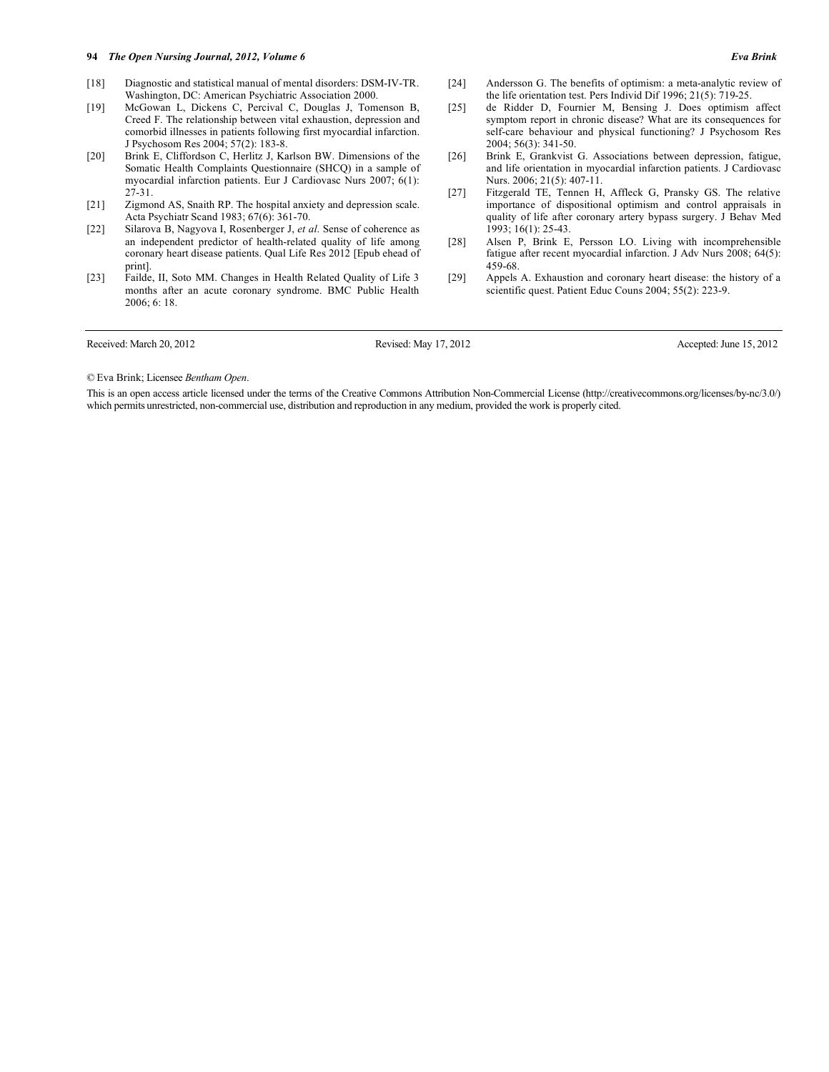[18] Diagnostic and statistical manual of mental disorders: DSM-IV-TR. Washington, DC: American Psychiatric Association 2000.

[19] McGowan L, Dickens C, Percival C, Douglas J, Tomenson B, Creed F. The relationship between vital exhaustion, depression and comorbid illnesses in patients following first myocardial infarction. J Psychosom Res 2004; 57(2): 183-8.

[20] Brink E, Cliffordson C, Herlitz J, Karlson BW. Dimensions of the Somatic Health Complaints Questionnaire (SHCQ) in a sample of myocardial infarction patients. Eur J Cardiovasc Nurs 2007; 6(1): 27-31.

[21] Zigmond AS, Snaith RP. The hospital anxiety and depression scale. Acta Psychiatr Scand 1983; 67(6): 361-70.

[22] Silarova B, Nagyova I, Rosenberger J, *et al*. Sense of coherence as an independent predictor of health-related quality of life among coronary heart disease patients. Qual Life Res 2012 [Epub ehead of print].

[23] Failde, II, Soto MM. Changes in Health Related Quality of Life 3 months after an acute coronary syndrome. BMC Public Health 2006; 6: 18.

[24] Andersson G. The benefits of optimism: a meta-analytic review of the life orientation test. Pers Individ Dif 1996; 21(5): 719-25.

[25] de Ridder D, Fournier M, Bensing J. Does optimism affect symptom report in chronic disease? What are its consequences for self-care behaviour and physical functioning? J Psychosom Res 2004; 56(3): 341-50.

[26] Brink E, Grankvist G. Associations between depression, fatigue, and life orientation in myocardial infarction patients. J Cardiovasc Nurs. 2006; 21(5): 407-11.

[27] Fitzgerald TE, Tennen H, Affleck G, Pransky GS. The relative importance of dispositional optimism and control appraisals in quality of life after coronary artery bypass surgery. J Behav Med 1993; 16(1): 25-43.

[28] Alsen P, Brink E, Persson LO. Living with incomprehensible fatigue after recent myocardial infarction. J Adv Nurs 2008; 64(5): 459-68.

[29] Appels A. Exhaustion and coronary heart disease: the history of a scientific quest. Patient Educ Couns 2004; 55(2): 223-9.

Received: March 20, 2012 Revised: May 17, 2012 Accepted: June 15, 2012

© Eva Brink; Licensee *Bentham Open*.

This is an open access article licensed under the terms of the Creative Commons Attribution Non-Commercial License (http://creativecommons.org/licenses/by-nc/3.0/) which permits unrestricted, non-commercial use, distribution and reproduction in any medium, provided the work is properly cited.